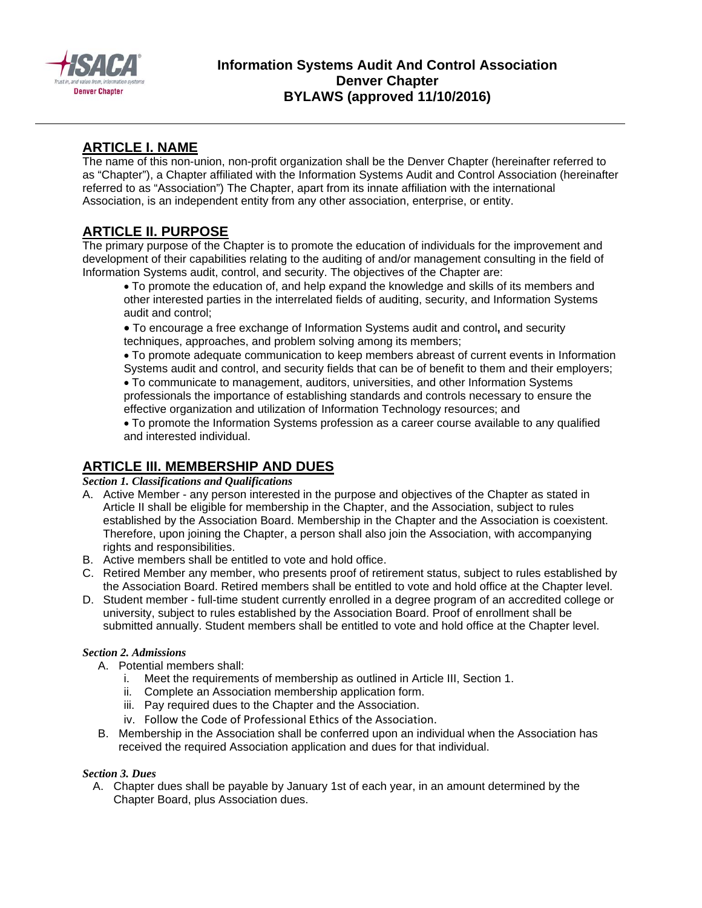# Information Systems Audit And Control Association
# Denver Chapter
# BYLAWS (approved 11/10/2016)

## ARTICLE I. NAME

The name of this non-union, non-profit organization shall be the Denver Chapter (hereinafter referred to as "Chapter"), a Chapter affiliated with the Information Systems Audit and Control Association (hereinafter referred to as "Association") The Chapter, apart from its innate affiliation with the international Association, is an independent entity from any other association, enterprise, or entity.

## ARTICLE II. PURPOSE

The primary purpose of the Chapter is to promote the education of individuals for the improvement and development of their capabilities relating to the auditing of and/or management consulting in the field of Information Systems audit, control, and security. The objectives of the Chapter are:

- To promote the education of, and help expand the knowledge and skills of its members and other interested parties in the interrelated fields of auditing, security, and Information Systems audit and control;
- To encourage a free exchange of Information Systems audit and control**,** and security techniques, approaches, and problem solving among its members;
- To promote adequate communication to keep members abreast of current events in Information Systems audit and control, and security fields that can be of benefit to them and their employers;
- To communicate to management, auditors, universities, and other Information Systems professionals the importance of establishing standards and controls necessary to ensure the effective organization and utilization of Information Technology resources; and
- To promote the Information Systems profession as a career course available to any qualified and interested individual.

## ARTICLE III. MEMBERSHIP AND DUES

***Section 1. Classifications and Qualifications***

A. Active Member - any person interested in the purpose and objectives of the Chapter as stated in Article II shall be eligible for membership in the Chapter, and the Association, subject to rules established by the Association Board. Membership in the Chapter and the Association is coexistent. Therefore, upon joining the Chapter, a person shall also join the Association, with accompanying rights and responsibilities.
B. Active members shall be entitled to vote and hold office.
C. Retired Member any member, who presents proof of retirement status, subject to rules established by the Association Board. Retired members shall be entitled to vote and hold office at the Chapter level.
D. Student member - full-time student currently enrolled in a degree program of an accredited college or university, subject to rules established by the Association Board. Proof of enrollment shall be submitted annually. Student members shall be entitled to vote and hold office at the Chapter level.

***Section 2. Admissions***

A. Potential members shall:
   i. Meet the requirements of membership as outlined in Article III, Section 1.
   ii. Complete an Association membership application form.
   iii. Pay required dues to the Chapter and the Association.
   iv. Follow the Code of Professional Ethics of the Association.
B. Membership in the Association shall be conferred upon an individual when the Association has received the required Association application and dues for that individual.

***Section 3. Dues***

A. Chapter dues shall be payable by January 1st of each year, in an amount determined by the Chapter Board, plus Association dues.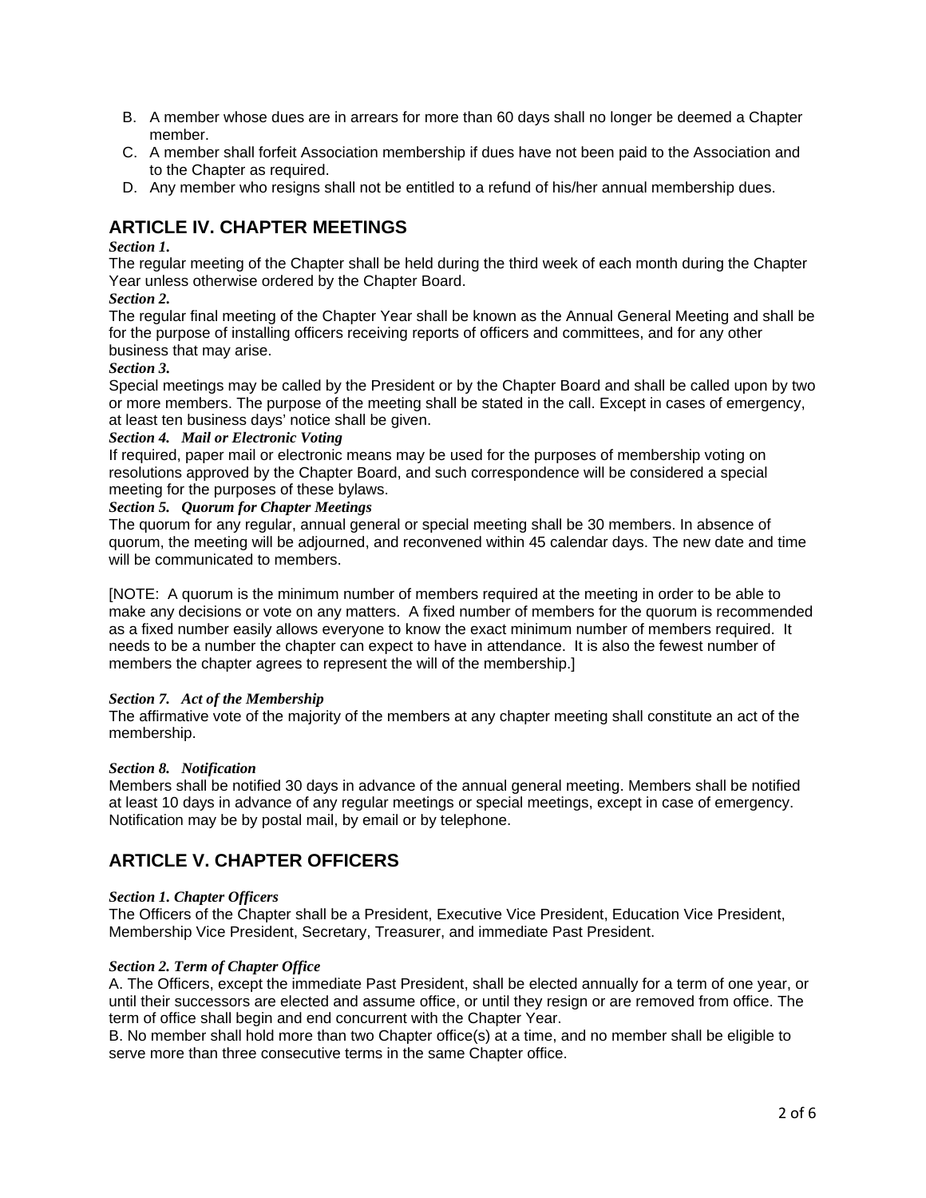B. A member whose dues are in arrears for more than 60 days shall no longer be deemed a Chapter member.
C. A member shall forfeit Association membership if dues have not been paid to the Association and to the Chapter as required.
D. Any member who resigns shall not be entitled to a refund of his/her annual membership dues.

## ARTICLE IV. CHAPTER MEETINGS

***Section 1.***
The regular meeting of the Chapter shall be held during the third week of each month during the Chapter Year unless otherwise ordered by the Chapter Board.

***Section 2.***
The regular final meeting of the Chapter Year shall be known as the Annual General Meeting and shall be for the purpose of installing officers receiving reports of officers and committees, and for any other business that may arise.

***Section 3.***
Special meetings may be called by the President or by the Chapter Board and shall be called upon by two or more members. The purpose of the meeting shall be stated in the call. Except in cases of emergency, at least ten business days' notice shall be given.

***Section 4. Mail or Electronic Voting***
If required, paper mail or electronic means may be used for the purposes of membership voting on resolutions approved by the Chapter Board, and such correspondence will be considered a special meeting for the purposes of these bylaws.

***Section 5. Quorum for Chapter Meetings***
The quorum for any regular, annual general or special meeting shall be 30 members. In absence of quorum, the meeting will be adjourned, and reconvened within 45 calendar days. The new date and time will be communicated to members.

[NOTE: A quorum is the minimum number of members required at the meeting in order to be able to make any decisions or vote on any matters. A fixed number of members for the quorum is recommended as a fixed number easily allows everyone to know the exact minimum number of members required. It needs to be a number the chapter can expect to have in attendance. It is also the fewest number of members the chapter agrees to represent the will of the membership.]

***Section 7. Act of the Membership***
The affirmative vote of the majority of the members at any chapter meeting shall constitute an act of the membership.

***Section 8. Notification***
Members shall be notified 30 days in advance of the annual general meeting. Members shall be notified at least 10 days in advance of any regular meetings or special meetings, except in case of emergency. Notification may be by postal mail, by email or by telephone.

## ARTICLE V. CHAPTER OFFICERS

***Section 1. Chapter Officers***
The Officers of the Chapter shall be a President, Executive Vice President, Education Vice President, Membership Vice President, Secretary, Treasurer, and immediate Past President.

***Section 2. Term of Chapter Office***
A. The Officers, except the immediate Past President, shall be elected annually for a term of one year, or until their successors are elected and assume office, or until they resign or are removed from office. The term of office shall begin and end concurrent with the Chapter Year.
B. No member shall hold more than two Chapter office(s) at a time, and no member shall be eligible to serve more than three consecutive terms in the same Chapter office.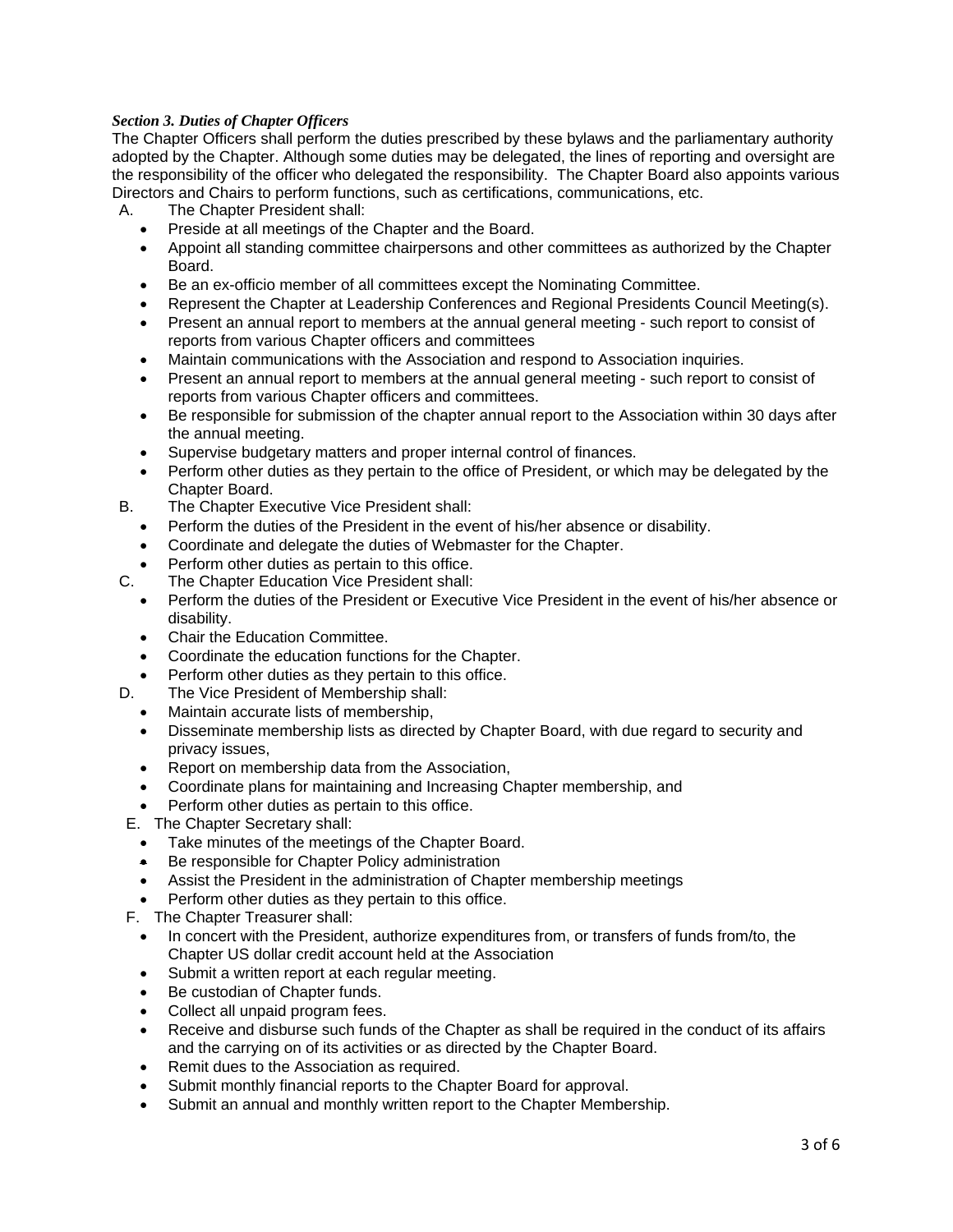***Section 3. Duties of Chapter Officers***

The Chapter Officers shall perform the duties prescribed by these bylaws and the parliamentary authority adopted by the Chapter. Although some duties may be delegated, the lines of reporting and oversight are the responsibility of the officer who delegated the responsibility. The Chapter Board also appoints various Directors and Chairs to perform functions, such as certifications, communications, etc.

A. The Chapter President shall:
   - Preside at all meetings of the Chapter and the Board.
   - Appoint all standing committee chairpersons and other committees as authorized by the Chapter Board.
   - Be an ex-officio member of all committees except the Nominating Committee.
   - Represent the Chapter at Leadership Conferences and Regional Presidents Council Meeting(s).
   - Present an annual report to members at the annual general meeting - such report to consist of reports from various Chapter officers and committees
   - Maintain communications with the Association and respond to Association inquiries.
   - Present an annual report to members at the annual general meeting - such report to consist of reports from various Chapter officers and committees.
   - Be responsible for submission of the chapter annual report to the Association within 30 days after the annual meeting.
   - Supervise budgetary matters and proper internal control of finances.
   - Perform other duties as they pertain to the office of President, or which may be delegated by the Chapter Board.

B. The Chapter Executive Vice President shall:
   - Perform the duties of the President in the event of his/her absence or disability.
   - Coordinate and delegate the duties of Webmaster for the Chapter.
   - Perform other duties as pertain to this office.

C. The Chapter Education Vice President shall:
   - Perform the duties of the President or Executive Vice President in the event of his/her absence or disability.
   - Chair the Education Committee.
   - Coordinate the education functions for the Chapter.
   - Perform other duties as they pertain to this office.

D. The Vice President of Membership shall:
   - Maintain accurate lists of membership,
   - Disseminate membership lists as directed by Chapter Board, with due regard to security and privacy issues,
   - Report on membership data from the Association,
   - Coordinate plans for maintaining and Increasing Chapter membership, and
   - Perform other duties as pertain to this office.

E. The Chapter Secretary shall:
   - Take minutes of the meetings of the Chapter Board.
   - Be responsible for Chapter Policy administration
   - Assist the President in the administration of Chapter membership meetings
   - Perform other duties as they pertain to this office.

F. The Chapter Treasurer shall:
   - In concert with the President, authorize expenditures from, or transfers of funds from/to, the Chapter US dollar credit account held at the Association
   - Submit a written report at each regular meeting.
   - Be custodian of Chapter funds.
   - Collect all unpaid program fees.
   - Receive and disburse such funds of the Chapter as shall be required in the conduct of its affairs and the carrying on of its activities or as directed by the Chapter Board.
   - Remit dues to the Association as required.
   - Submit monthly financial reports to the Chapter Board for approval.
   - Submit an annual and monthly written report to the Chapter Membership.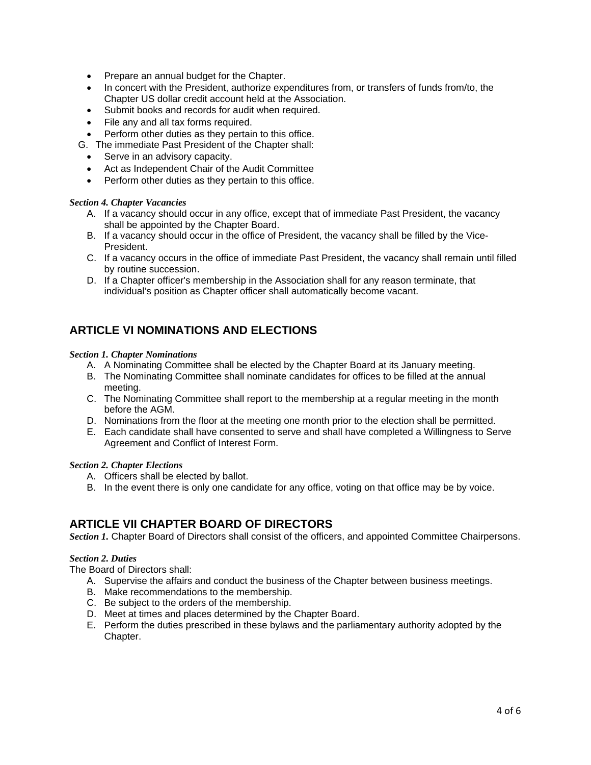- Prepare an annual budget for the Chapter.
- In concert with the President, authorize expenditures from, or transfers of funds from/to, the Chapter US dollar credit account held at the Association.
- Submit books and records for audit when required.
- File any and all tax forms required.
- Perform other duties as they pertain to this office.

G. The immediate Past President of the Chapter shall:

- Serve in an advisory capacity.
- Act as Independent Chair of the Audit Committee
- Perform other duties as they pertain to this office.

***Section 4. Chapter Vacancies***

A. If a vacancy should occur in any office, except that of immediate Past President, the vacancy shall be appointed by the Chapter Board.
B. If a vacancy should occur in the office of President, the vacancy shall be filled by the Vice-President.
C. If a vacancy occurs in the office of immediate Past President, the vacancy shall remain until filled by routine succession.
D. If a Chapter officer's membership in the Association shall for any reason terminate, that individual's position as Chapter officer shall automatically become vacant.

## ARTICLE VI NOMINATIONS AND ELECTIONS

***Section 1. Chapter Nominations***

A. A Nominating Committee shall be elected by the Chapter Board at its January meeting.
B. The Nominating Committee shall nominate candidates for offices to be filled at the annual meeting.
C. The Nominating Committee shall report to the membership at a regular meeting in the month before the AGM.
D. Nominations from the floor at the meeting one month prior to the election shall be permitted.
E. Each candidate shall have consented to serve and shall have completed a Willingness to Serve Agreement and Conflict of Interest Form.

***Section 2. Chapter Elections***

A. Officers shall be elected by ballot.
B. In the event there is only one candidate for any office, voting on that office may be by voice.

## ARTICLE VII CHAPTER BOARD OF DIRECTORS

***Section 1.*** Chapter Board of Directors shall consist of the officers, and appointed Committee Chairpersons.

***Section 2. Duties***

The Board of Directors shall:

A. Supervise the affairs and conduct the business of the Chapter between business meetings.
B. Make recommendations to the membership.
C. Be subject to the orders of the membership.
D. Meet at times and places determined by the Chapter Board.
E. Perform the duties prescribed in these bylaws and the parliamentary authority adopted by the Chapter.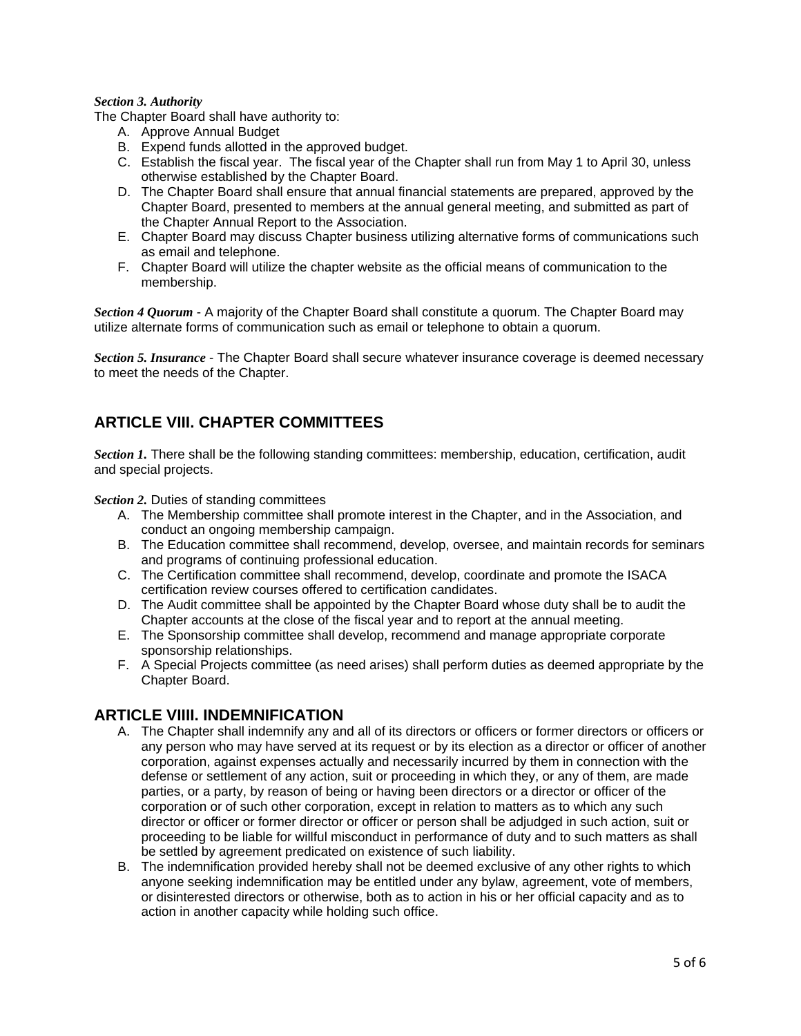***Section 3. Authority***

The Chapter Board shall have authority to:

A. Approve Annual Budget
B. Expend funds allotted in the approved budget.
C. Establish the fiscal year. The fiscal year of the Chapter shall run from May 1 to April 30, unless otherwise established by the Chapter Board.
D. The Chapter Board shall ensure that annual financial statements are prepared, approved by the Chapter Board, presented to members at the annual general meeting, and submitted as part of the Chapter Annual Report to the Association.
E. Chapter Board may discuss Chapter business utilizing alternative forms of communications such as email and telephone.
F. Chapter Board will utilize the chapter website as the official means of communication to the membership.

***Section 4 Quorum*** - A majority of the Chapter Board shall constitute a quorum. The Chapter Board may utilize alternate forms of communication such as email or telephone to obtain a quorum.

***Section 5. Insurance*** - The Chapter Board shall secure whatever insurance coverage is deemed necessary to meet the needs of the Chapter.

## ARTICLE VIII. CHAPTER COMMITTEES

***Section 1.*** There shall be the following standing committees: membership, education, certification, audit and special projects.

***Section 2.*** Duties of standing committees

A. The Membership committee shall promote interest in the Chapter, and in the Association, and conduct an ongoing membership campaign.
B. The Education committee shall recommend, develop, oversee, and maintain records for seminars and programs of continuing professional education.
C. The Certification committee shall recommend, develop, coordinate and promote the ISACA certification review courses offered to certification candidates.
D. The Audit committee shall be appointed by the Chapter Board whose duty shall be to audit the Chapter accounts at the close of the fiscal year and to report at the annual meeting.
E. The Sponsorship committee shall develop, recommend and manage appropriate corporate sponsorship relationships.
F. A Special Projects committee (as need arises) shall perform duties as deemed appropriate by the Chapter Board.

## ARTICLE VIIII. INDEMNIFICATION

A. The Chapter shall indemnify any and all of its directors or officers or former directors or officers or any person who may have served at its request or by its election as a director or officer of another corporation, against expenses actually and necessarily incurred by them in connection with the defense or settlement of any action, suit or proceeding in which they, or any of them, are made parties, or a party, by reason of being or having been directors or a director or officer of the corporation or of such other corporation, except in relation to matters as to which any such director or officer or former director or officer or person shall be adjudged in such action, suit or proceeding to be liable for willful misconduct in performance of duty and to such matters as shall be settled by agreement predicated on existence of such liability.
B. The indemnification provided hereby shall not be deemed exclusive of any other rights to which anyone seeking indemnification may be entitled under any bylaw, agreement, vote of members, or disinterested directors or otherwise, both as to action in his or her official capacity and as to action in another capacity while holding such office.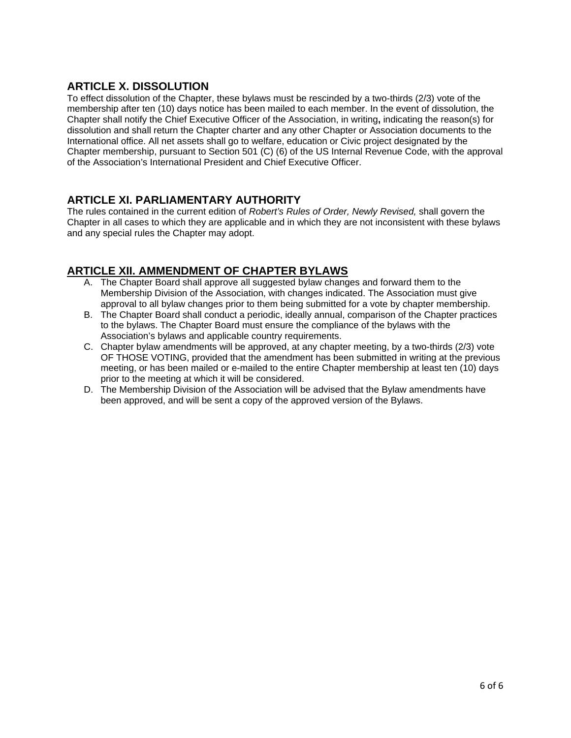## ARTICLE X. DISSOLUTION

To effect dissolution of the Chapter, these bylaws must be rescinded by a two-thirds (2/3) vote of the membership after ten (10) days notice has been mailed to each member. In the event of dissolution, the Chapter shall notify the Chief Executive Officer of the Association, in writing**,** indicating the reason(s) for dissolution and shall return the Chapter charter and any other Chapter or Association documents to the International office. All net assets shall go to welfare, education or Civic project designated by the Chapter membership, pursuant to Section 501 (C) (6) of the US Internal Revenue Code, with the approval of the Association's International President and Chief Executive Officer.

## ARTICLE XI. PARLIAMENTARY AUTHORITY

The rules contained in the current edition of *Robert's Rules of Order, Newly Revised,* shall govern the Chapter in all cases to which they are applicable and in which they are not inconsistent with these bylaws and any special rules the Chapter may adopt.

## <u>ARTICLE XII. AMMENDMENT OF CHAPTER BYLAWS</u>

A. The Chapter Board shall approve all suggested bylaw changes and forward them to the Membership Division of the Association, with changes indicated. The Association must give approval to all bylaw changes prior to them being submitted for a vote by chapter membership.
B. The Chapter Board shall conduct a periodic, ideally annual, comparison of the Chapter practices to the bylaws. The Chapter Board must ensure the compliance of the bylaws with the Association's bylaws and applicable country requirements.
C. Chapter bylaw amendments will be approved, at any chapter meeting, by a two-thirds (2/3) vote OF THOSE VOTING, provided that the amendment has been submitted in writing at the previous meeting, or has been mailed or e-mailed to the entire Chapter membership at least ten (10) days prior to the meeting at which it will be considered.
D. The Membership Division of the Association will be advised that the Bylaw amendments have been approved, and will be sent a copy of the approved version of the Bylaws.